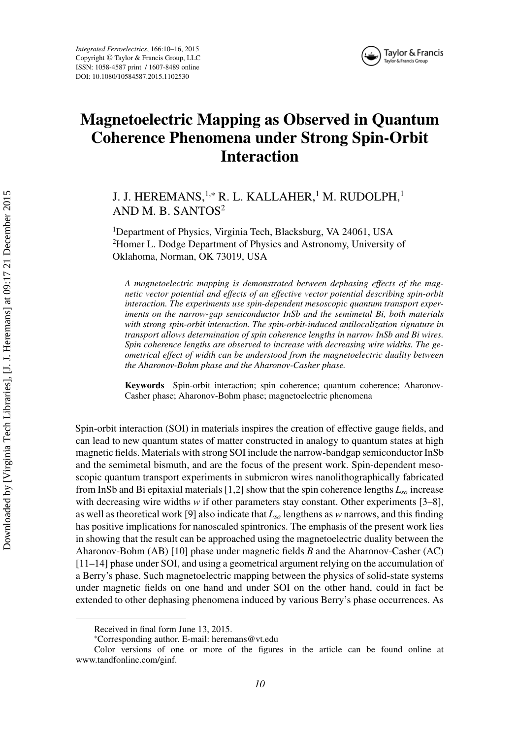# Magnetoelectric Mapping as Observed in Quantum Coherence Phenomena under Strong Spin-Orbit Interaction

J. J. HEREMANS,[1,*] R. L. KALLAHER,[1] M. RUDOLPH,[1] AND M. B. SANTOS[2]

[1]Department of Physics, Virginia Tech, Blacksburg, VA 24061, USA
[2]Homer L. Dodge Department of Physics and Astronomy, University of Oklahoma, Norman, OK 73019, USA

*A magnetoelectric mapping is demonstrated between dephasing effects of the magnetic vector potential and effects of an effective vector potential describing spin-orbit interaction. The experiments use spin-dependent mesoscopic quantum transport experiments on the narrow-gap semiconductor InSb and the semimetal Bi, both materials with strong spin-orbit interaction. The spin-orbit-induced antilocalization signature in transport allows determination of spin coherence lengths in narrow InSb and Bi wires. Spin coherence lengths are observed to increase with decreasing wire widths. The geometrical effect of width can be understood from the magnetoelectric duality between the Aharonov-Bohm phase and the Aharonov-Casher phase.*

**Keywords** Spin-orbit interaction; spin coherence; quantum coherence; Aharonov-Casher phase; Aharonov-Bohm phase; magnetoelectric phenomena

Spin-orbit interaction (SOI) in materials inspires the creation of effective gauge fields, and can lead to new quantum states of matter constructed in analogy to quantum states at high magnetic fields. Materials with strong SOI include the narrow-bandgap semiconductor InSb and the semimetal bismuth, and are the focus of the present work. Spin-dependent mesoscopic quantum transport experiments in submicron wires nanolithographically fabricated from InSb and Bi epitaxial materials [1,2] show that the spin coherence lengths $L_{so}$ increase with decreasing wire widths $w$ if other parameters stay constant. Other experiments [3–8], as well as theoretical work [9] also indicate that $L_{so}$ lengthens as $w$ narrows, and this finding has positive implications for nanoscaled spintronics. The emphasis of the present work lies in showing that the result can be approached using the magnetoelectric duality between the Aharonov-Bohm (AB) [10] phase under magnetic fields $B$ and the Aharonov-Casher (AC) [11–14] phase under SOI, and using a geometrical argument relying on the accumulation of a Berry's phase. Such magnetoelectric mapping between the physics of solid-state systems under magnetic fields on one hand and under SOI on the other hand, could in fact be extended to other dephasing phenomena induced by various Berry's phase occurrences. As

Received in final form June 13, 2015.

*Corresponding author. E-mail: heremans@vt.edu

Color versions of one or more of the figures in the article can be found online at www.tandfonline.com/ginf.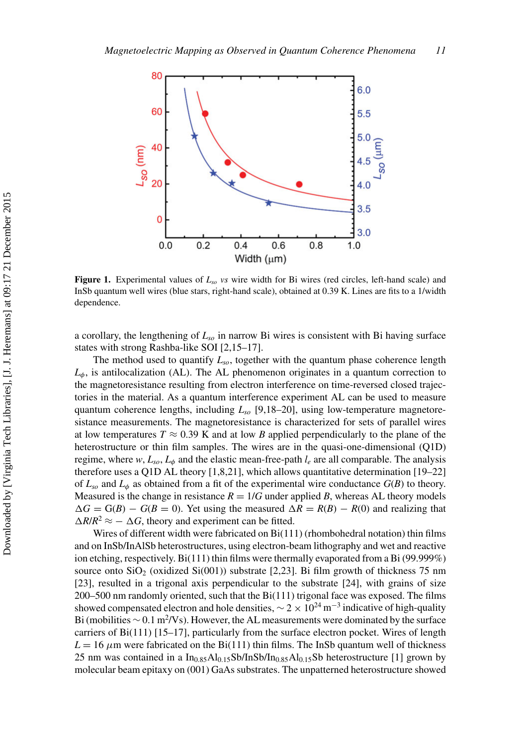Figure 1. Experimental values of $L_{so}$ *vs* wire width for Bi wires (red circles, left-hand scale) and InSb quantum well wires (blue stars, right-hand scale), obtained at 0.39 K. Lines are fits to a 1/width dependence.

a corollary, the lengthening of $L_{so}$ in narrow Bi wires is consistent with Bi having surface states with strong Rashba-like SOI [2,15–17].

The method used to quantify $L_{so}$, together with the quantum phase coherence length $L_\phi$, is antilocalization (AL). The AL phenomenon originates in a quantum correction to the magnetoresistance resulting from electron interference on time-reversed closed trajectories in the material. As a quantum interference experiment AL can be used to measure quantum coherence lengths, including $L_{so}$ [9,18–20], using low-temperature magnetoresistance measurements. The magnetoresistance is characterized for sets of parallel wires at low temperatures $T \approx 0.39$ K and at low $B$ applied perpendicularly to the plane of the heterostructure or thin film samples. The wires are in the quasi-one-dimensional (Q1D) regime, where $w$, $L_{so}$, $L_\phi$ and the elastic mean-free-path $l_e$ are all comparable. The analysis therefore uses a Q1D AL theory [1,8,21], which allows quantitative determination [19–22] of $L_{so}$ and $L_\phi$ as obtained from a fit of the experimental wire conductance $G(B)$ to theory. Measured is the change in resistance $R = 1/G$ under applied $B$, whereas AL theory models $\Delta G = G(B) - G(B = 0)$. Yet using the measured $\Delta R = R(B) - R(0)$ and realizing that $\Delta R/R^2 \approx -\Delta G$, theory and experiment can be fitted.

Wires of different width were fabricated on Bi(111) (rhombohedral notation) thin films and on InSb/InAlSb heterostructures, using electron-beam lithography and wet and reactive ion etching, respectively. Bi(111) thin films were thermally evaporated from a Bi (99.999%) source onto $SiO_2$ (oxidized Si(001)) substrate [2,23]. Bi film growth of thickness 75 nm [23], resulted in a trigonal axis perpendicular to the substrate [24], with grains of size 200–500 nm randomly oriented, such that the Bi(111) trigonal face was exposed. The films showed compensated electron and hole densities, $\sim 2 \times 10^{24}$ $m^{-3}$ indicative of high-quality Bi (mobilities $\sim 0.1$ $m^2$/Vs). However, the AL measurements were dominated by the surface carriers of Bi(111) [15–17], particularly from the surface electron pocket. Wires of length $L = 16$ $\mu$m were fabricated on the Bi(111) thin films. The InSb quantum well of thickness 25 nm was contained in a $In_{0.85}Al_{0.15}Sb/InSb/In_{0.85}Al_{0.15}Sb$ heterostructure [1] grown by molecular beam epitaxy on (001) GaAs substrates. The unpatterned heterostructure showed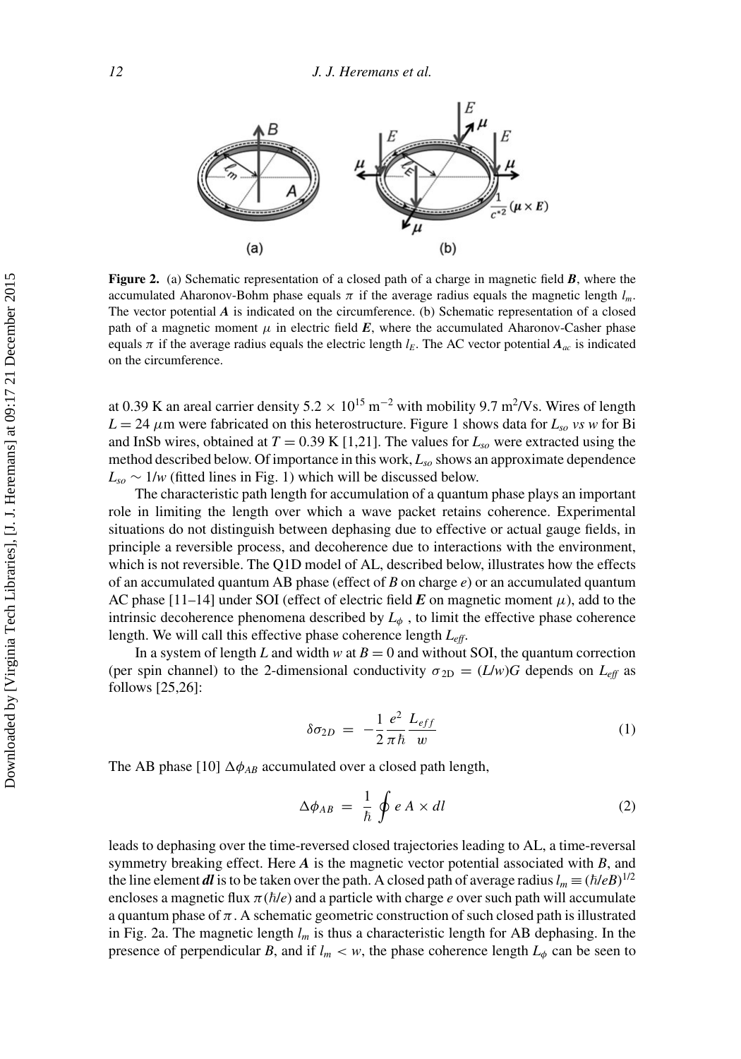**Figure 2.** (a) Schematic representation of a closed path of a charge in magnetic field $\boldsymbol{B}$, where the accumulated Aharonov-Bohm phase equals $\pi$ if the average radius equals the magnetic length $l_m$. The vector potential $\boldsymbol{A}$ is indicated on the circumference. (b) Schematic representation of a closed path of a magnetic moment $\mu$ in electric field $\boldsymbol{E}$, where the accumulated Aharonov-Casher phase equals $\pi$ if the average radius equals the electric length $l_E$. The AC vector potential $\boldsymbol{A}_{ac}$ is indicated on the circumference.

at 0.39 K an areal carrier density $5.2 \times 10^{15}$ m$^{-2}$ with mobility 9.7 m$^2$/Vs. Wires of length $L = 24$ $\mu$m were fabricated on this heterostructure. Figure 1 shows data for $L_{so}$ *vs* $w$ for Bi and InSb wires, obtained at $T = 0.39$ K [1,21]. The values for $L_{so}$ were extracted using the method described below. Of importance in this work, $L_{so}$ shows an approximate dependence $L_{so} \sim 1/w$ (fitted lines in Fig. 1) which will be discussed below.

The characteristic path length for accumulation of a quantum phase plays an important role in limiting the length over which a wave packet retains coherence. Experimental situations do not distinguish between dephasing due to effective or actual gauge fields, in principle a reversible process, and decoherence due to interactions with the environment, which is not reversible. The Q1D model of AL, described below, illustrates how the effects of an accumulated quantum AB phase (effect of $B$ on charge $e$) or an accumulated quantum AC phase [11–14] under SOI (effect of electric field $\boldsymbol{E}$ on magnetic moment $\mu$), add to the intrinsic decoherence phenomena described by $L_\phi$ , to limit the effective phase coherence length. We will call this effective phase coherence length $L_{eff}$.

In a system of length $L$ and width $w$ at $B = 0$ and without SOI, the quantum correction (per spin channel) to the 2-dimensional conductivity $\sigma_{2D} = (L/w)G$ depends on $L_{eff}$ as follows [25,26]:

$$\delta\sigma_{2D} = -\frac{1}{2}\frac{e^2}{\pi\hbar}\frac{L_{eff}}{w} \tag{1}$$

The AB phase [10] $\Delta\phi_{AB}$ accumulated over a closed path length,

$$\Delta\phi_{AB} = \frac{1}{\hbar}\oint e\, A \times dl \tag{2}$$

leads to dephasing over the time-reversed closed trajectories leading to AL, a time-reversal symmetry breaking effect. Here $\boldsymbol{A}$ is the magnetic vector potential associated with $B$, and the line element $\boldsymbol{dl}$ is to be taken over the path. A closed path of average radius $l_m \equiv (\hbar/eB)^{1/2}$ encloses a magnetic flux $\pi(\hbar/e)$ and a particle with charge $e$ over such path will accumulate a quantum phase of $\pi$. A schematic geometric construction of such closed path is illustrated in Fig. 2a. The magnetic length $l_m$ is thus a characteristic length for AB dephasing. In the presence of perpendicular $B$, and if $l_m < w$, the phase coherence length $L_\phi$ can be seen to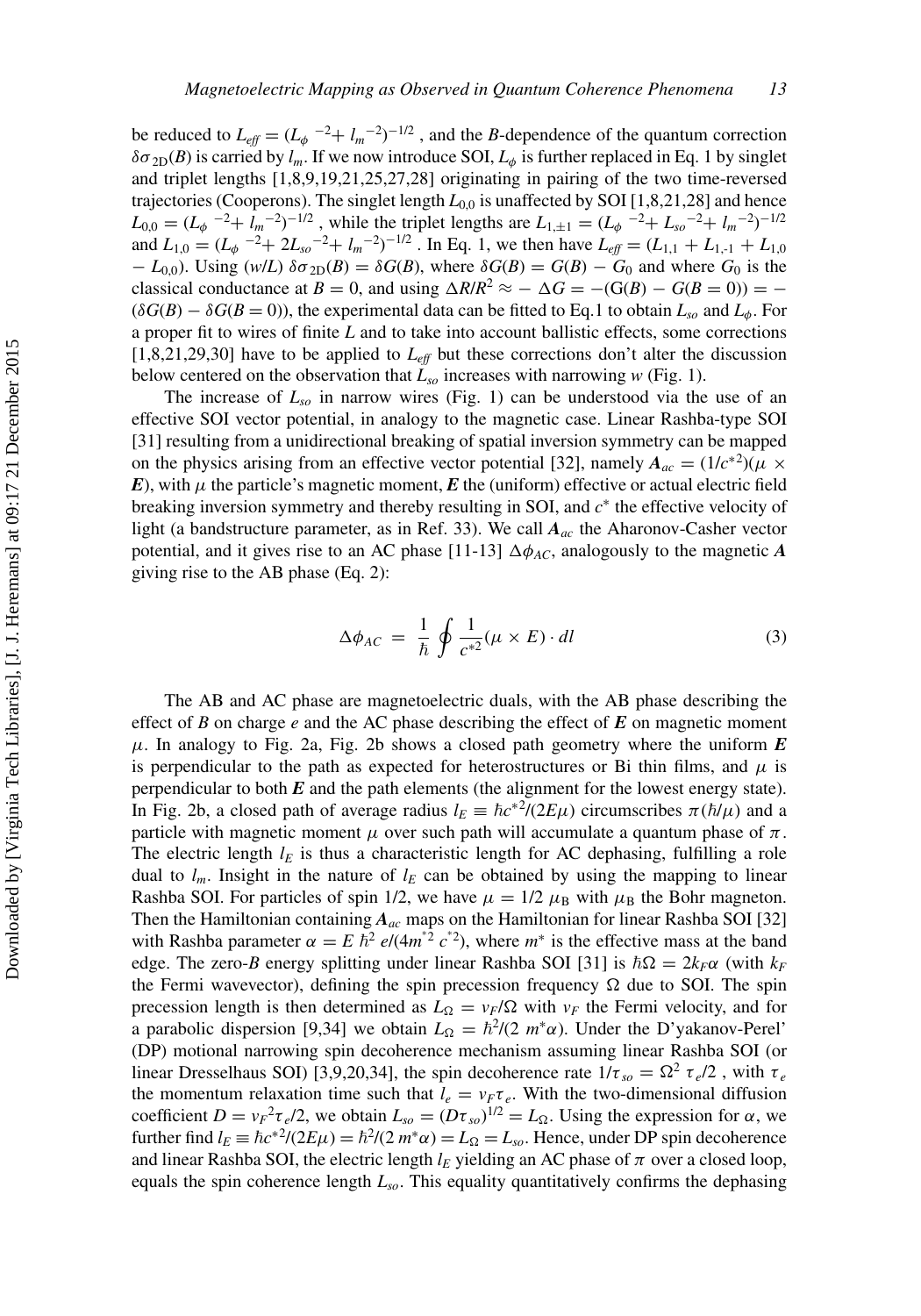be reduced to $L_{eff} = (L_\phi{}^{-2} + l_m{}^{-2})^{-1/2}$ , and the $B$-dependence of the quantum correction $\delta\sigma_{2D}(B)$ is carried by $l_m$. If we now introduce SOI, $L_\phi$ is further replaced in Eq. 1 by singlet and triplet lengths [1,8,9,19,21,25,27,28] originating in pairing of the two time-reversed trajectories (Cooperons). The singlet length $L_{0,0}$ is unaffected by SOI [1,8,21,28] and hence $L_{0,0} = (L_\phi{}^{-2} + l_m{}^{-2})^{-1/2}$ , while the triplet lengths are $L_{1,\pm 1} = (L_\phi{}^{-2} + L_{so}{}^{-2} + l_m{}^{-2})^{-1/2}$ and $L_{1,0} = (L_\phi{}^{-2} + 2L_{so}{}^{-2} + l_m{}^{-2})^{-1/2}$ . In Eq. 1, we then have $L_{eff} = (L_{1,1} + L_{1,-1} + L_{1,0} - L_{0,0})$. Using $(w/L)\ \delta\sigma_{2D}(B) = \delta G(B)$, where $\delta G(B) = G(B) - G_0$ and where $G_0$ is the classical conductance at $B = 0$, and using $\Delta R/R^2 \approx -\Delta G = -(G(B) - G(B = 0)) = -(\delta G(B) - \delta G(B = 0))$, the experimental data can be fitted to Eq.1 to obtain $L_{so}$ and $L_\phi$. For a proper fit to wires of finite $L$ and to take into account ballistic effects, some corrections [1,8,21,29,30] have to be applied to $L_{eff}$ but these corrections don't alter the discussion below centered on the observation that $L_{so}$ increases with narrowing $w$ (Fig. 1).

The increase of $L_{so}$ in narrow wires (Fig. 1) can be understood via the use of an effective SOI vector potential, in analogy to the magnetic case. Linear Rashba-type SOI [31] resulting from a unidirectional breaking of spatial inversion symmetry can be mapped on the physics arising from an effective vector potential [32], namely $\boldsymbol{A}_{ac} = (1/c^{*2})(\mu \times \boldsymbol{E})$, with $\mu$ the particle's magnetic moment, $\boldsymbol{E}$ the (uniform) effective or actual electric field breaking inversion symmetry and thereby resulting in SOI, and $c^*$ the effective velocity of light (a bandstructure parameter, as in Ref. 33). We call $\boldsymbol{A}_{ac}$ the Aharonov-Casher vector potential, and it gives rise to an AC phase [11-13] $\Delta\phi_{AC}$, analogously to the magnetic $\boldsymbol{A}$ giving rise to the AB phase (Eq. 2):

$$\Delta\phi_{AC} = \frac{1}{\hbar}\oint \frac{1}{c^{*2}}(\mu \times E)\cdot dl \tag{3}$$

The AB and AC phase are magnetoelectric duals, with the AB phase describing the effect of $B$ on charge $e$ and the AC phase describing the effect of $\boldsymbol{E}$ on magnetic moment $\mu$. In analogy to Fig. 2a, Fig. 2b shows a closed path geometry where the uniform $\boldsymbol{E}$ is perpendicular to the path as expected for heterostructures or Bi thin films, and $\mu$ is perpendicular to both $\boldsymbol{E}$ and the path elements (the alignment for the lowest energy state). In Fig. 2b, a closed path of average radius $l_E \equiv \hbar c^{*2}/(2E\mu)$ circumscribes $\pi(\hbar/\mu)$ and a particle with magnetic moment $\mu$ over such path will accumulate a quantum phase of $\pi$. The electric length $l_E$ is thus a characteristic length for AC dephasing, fulfilling a role dual to $l_m$. Insight in the nature of $l_E$ can be obtained by using the mapping to linear Rashba SOI. For particles of spin 1/2, we have $\mu = 1/2\ \mu_B$ with $\mu_B$ the Bohr magneton. Then the Hamiltonian containing $\boldsymbol{A}_{ac}$ maps on the Hamiltonian for linear Rashba SOI [32] with Rashba parameter $\alpha = E\,\hbar^2\,e/(4m^{*2}\,c^{*2})$, where $m^*$ is the effective mass at the band edge. The zero-$B$ energy splitting under linear Rashba SOI [31] is $\hbar\Omega = 2k_F\alpha$ (with $k_F$ the Fermi wavevector), defining the spin precession frequency $\Omega$ due to SOI. The spin precession length is then determined as $L_\Omega = v_F/\Omega$ with $v_F$ the Fermi velocity, and for a parabolic dispersion [9,34] we obtain $L_\Omega = \hbar^2/(2\ m^*\alpha)$. Under the D'yakanov-Perel' (DP) motional narrowing spin decoherence mechanism assuming linear Rashba SOI (or linear Dresselhaus SOI) [3,9,20,34], the spin decoherence rate $1/\tau_{so} = \Omega^2\,\tau_e/2$ , with $\tau_e$ the momentum relaxation time such that $l_e = v_F\tau_e$. With the two-dimensional diffusion coefficient $D = v_F{}^2\tau_e/2$, we obtain $L_{so} = (D\tau_{so})^{1/2} = L_\Omega$. Using the expression for $\alpha$, we further find $l_E \equiv \hbar c^{*2}/(2E\mu) = \hbar^2/(2\ m^*\alpha) = L_\Omega = L_{so}$. Hence, under DP spin decoherence and linear Rashba SOI, the electric length $l_E$ yielding an AC phase of $\pi$ over a closed loop, equals the spin coherence length $L_{so}$. This equality quantitatively confirms the dephasing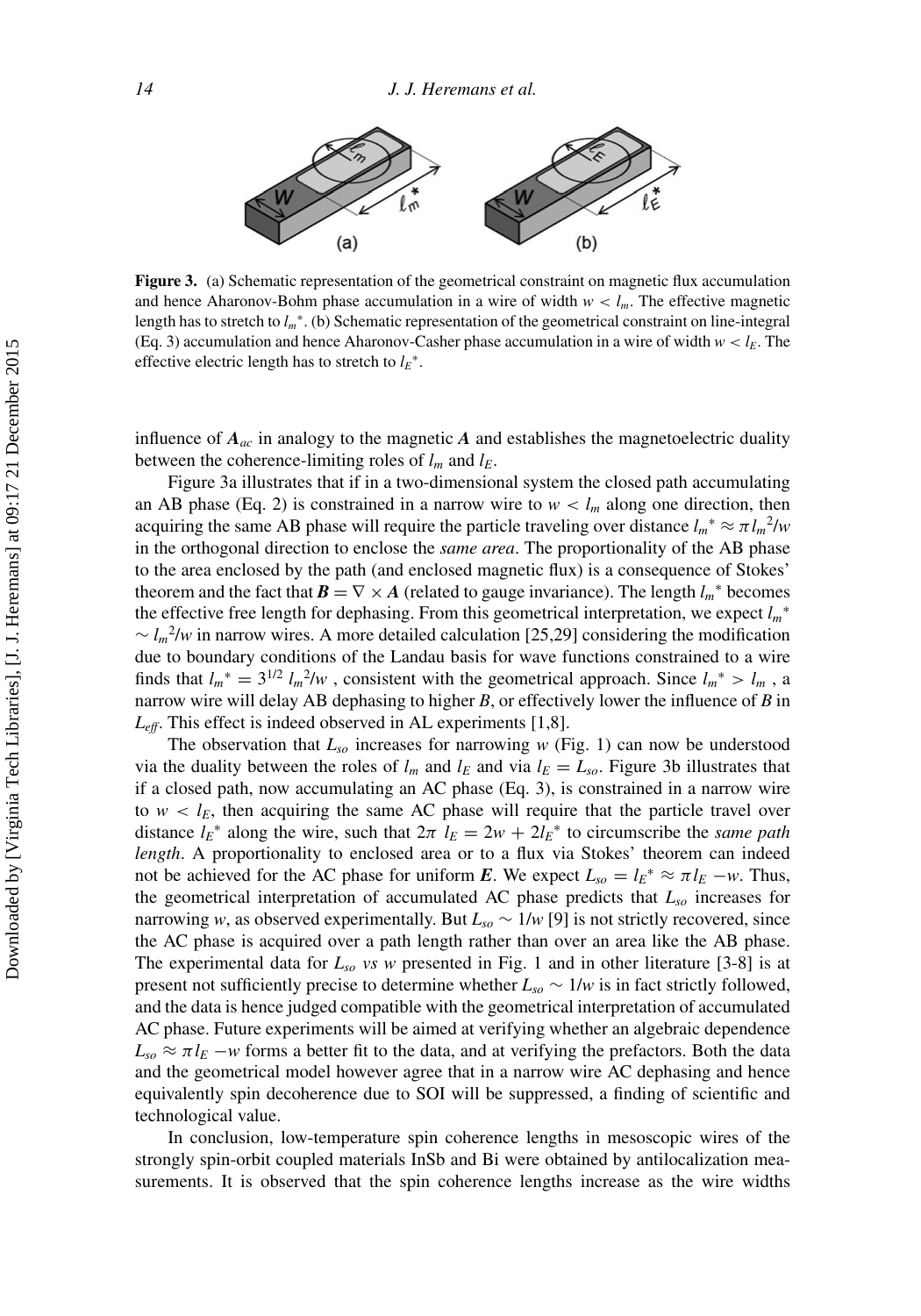**Figure 3.** (a) Schematic representation of the geometrical constraint on magnetic flux accumulation and hence Aharonov-Bohm phase accumulation in a wire of width $w < l_m$. The effective magnetic length has to stretch to $l_m^*$. (b) Schematic representation of the geometrical constraint on line-integral (Eq. 3) accumulation and hence Aharonov-Casher phase accumulation in a wire of width $w < l_E$. The effective electric length has to stretch to $l_E^*$.

influence of $\boldsymbol{A}_{ac}$ in analogy to the magnetic $\boldsymbol{A}$ and establishes the magnetoelectric duality between the coherence-limiting roles of $l_m$ and $l_E$.

Figure 3a illustrates that if in a two-dimensional system the closed path accumulating an AB phase (Eq. 2) is constrained in a narrow wire to $w < l_m$ along one direction, then acquiring the same AB phase will require the particle traveling over distance $l_m^* \approx \pi l_m^2/w$ in the orthogonal direction to enclose the *same area*. The proportionality of the AB phase to the area enclosed by the path (and enclosed magnetic flux) is a consequence of Stokes' theorem and the fact that $\boldsymbol{B} = \nabla \times \boldsymbol{A}$ (related to gauge invariance). The length $l_m^*$ becomes the effective free length for dephasing. From this geometrical interpretation, we expect $l_m^* \sim l_m^2/w$ in narrow wires. A more detailed calculation [25,29] considering the modification due to boundary conditions of the Landau basis for wave functions constrained to a wire finds that $l_m^* = 3^{1/2}\, l_m^2/w$ , consistent with the geometrical approach. Since $l_m^* > l_m$ , a narrow wire will delay AB dephasing to higher $B$, or effectively lower the influence of $B$ in $L_{eff}$. This effect is indeed observed in AL experiments [1,8].

The observation that $L_{so}$ increases for narrowing $w$ (Fig. 1) can now be understood via the duality between the roles of $l_m$ and $l_E$ and via $l_E = L_{so}$. Figure 3b illustrates that if a closed path, now accumulating an AC phase (Eq. 3), is constrained in a narrow wire to $w < l_E$, then acquiring the same AC phase will require that the particle travel over distance $l_E^*$ along the wire, such that $2\pi\ l_E = 2w + 2l_E^*$ to circumscribe the *same path length*. A proportionality to enclosed area or to a flux via Stokes' theorem can indeed not be achieved for the AC phase for uniform $\boldsymbol{E}$. We expect $L_{so} = l_E^* \approx \pi l_E - w$. Thus, the geometrical interpretation of accumulated AC phase predicts that $L_{so}$ increases for narrowing $w$, as observed experimentally. But $L_{so} \sim 1/w$ [9] is not strictly recovered, since the AC phase is acquired over a path length rather than over an area like the AB phase. The experimental data for $L_{so}$ *vs* $w$ presented in Fig. 1 and in other literature [3-8] is at present not sufficiently precise to determine whether $L_{so} \sim 1/w$ is in fact strictly followed, and the data is hence judged compatible with the geometrical interpretation of accumulated AC phase. Future experiments will be aimed at verifying whether an algebraic dependence $L_{so} \approx \pi l_E - w$ forms a better fit to the data, and at verifying the prefactors. Both the data and the geometrical model however agree that in a narrow wire AC dephasing and hence equivalently spin decoherence due to SOI will be suppressed, a finding of scientific and technological value.

In conclusion, low-temperature spin coherence lengths in mesoscopic wires of the strongly spin-orbit coupled materials InSb and Bi were obtained by antilocalization measurements. It is observed that the spin coherence lengths increase as the wire widths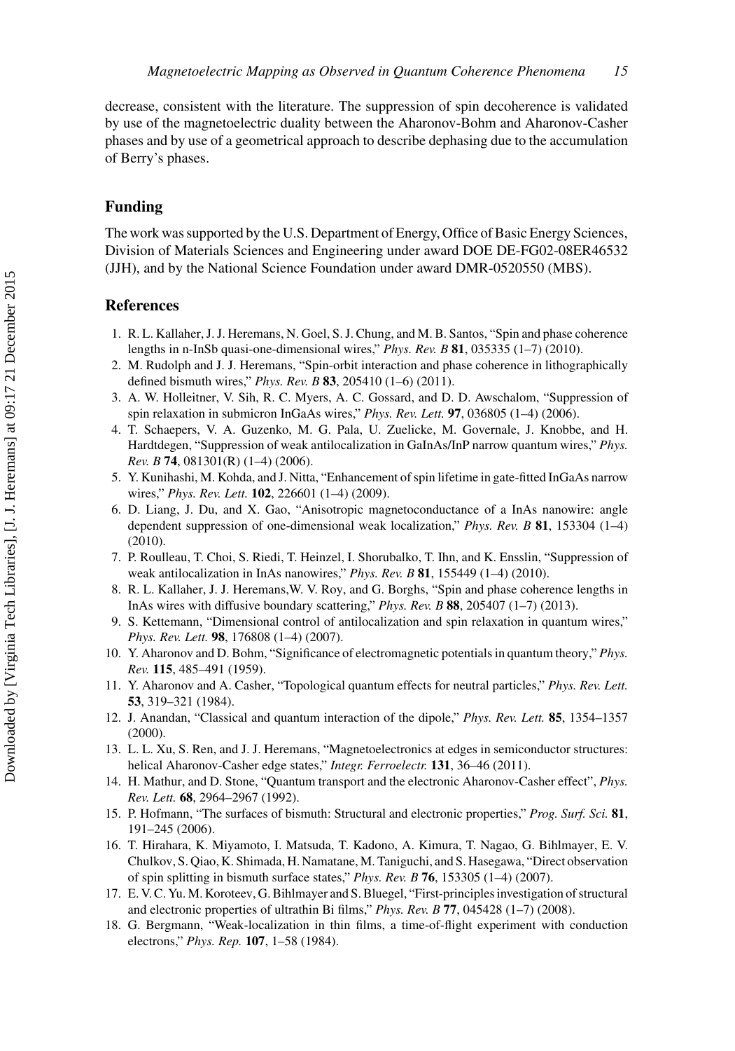decrease, consistent with the literature. The suppression of spin decoherence is validated by use of the magnetoelectric duality between the Aharonov-Bohm and Aharonov-Casher phases and by use of a geometrical approach to describe dephasing due to the accumulation of Berry's phases.

## Funding

The work was supported by the U.S. Department of Energy, Office of Basic Energy Sciences, Division of Materials Sciences and Engineering under award DOE DE-FG02-08ER46532 (JJH), and by the National Science Foundation under award DMR-0520550 (MBS).

## References

1. R. L. Kallaher, J. J. Heremans, N. Goel, S. J. Chung, and M. B. Santos, "Spin and phase coherence lengths in n-InSb quasi-one-dimensional wires," *Phys. Rev. B* **81**, 035335 (1–7) (2010).
2. M. Rudolph and J. J. Heremans, "Spin-orbit interaction and phase coherence in lithographically defined bismuth wires," *Phys. Rev. B* **83**, 205410 (1–6) (2011).
3. A. W. Holleitner, V. Sih, R. C. Myers, A. C. Gossard, and D. D. Awschalom, "Suppression of spin relaxation in submicron InGaAs wires," *Phys. Rev. Lett.* **97**, 036805 (1–4) (2006).
4. T. Schaepers, V. A. Guzenko, M. G. Pala, U. Zuelicke, M. Governale, J. Knobbe, and H. Hardtdegen, "Suppression of weak antilocalization in GaInAs/InP narrow quantum wires," *Phys. Rev. B* **74**, 081301(R) (1–4) (2006).
5. Y. Kunihashi, M. Kohda, and J. Nitta, "Enhancement of spin lifetime in gate-fitted InGaAs narrow wires," *Phys. Rev. Lett.* **102**, 226601 (1–4) (2009).
6. D. Liang, J. Du, and X. Gao, "Anisotropic magnetoconductance of a InAs nanowire: angle dependent suppression of one-dimensional weak localization," *Phys. Rev. B* **81**, 153304 (1–4) (2010).
7. P. Roulleau, T. Choi, S. Riedi, T. Heinzel, I. Shorubalko, T. Ihn, and K. Ensslin, "Suppression of weak antilocalization in InAs nanowires," *Phys. Rev. B* **81**, 155449 (1–4) (2010).
8. R. L. Kallaher, J. J. Heremans,W. V. Roy, and G. Borghs, "Spin and phase coherence lengths in InAs wires with diffusive boundary scattering," *Phys. Rev. B* **88**, 205407 (1–7) (2013).
9. S. Kettemann, "Dimensional control of antilocalization and spin relaxation in quantum wires," *Phys. Rev. Lett.* **98**, 176808 (1–4) (2007).
10. Y. Aharonov and D. Bohm, "Significance of electromagnetic potentials in quantum theory," *Phys. Rev.* **115**, 485–491 (1959).
11. Y. Aharonov and A. Casher, "Topological quantum effects for neutral particles," *Phys. Rev. Lett.* **53**, 319–321 (1984).
12. J. Anandan, "Classical and quantum interaction of the dipole," *Phys. Rev. Lett.* **85**, 1354–1357 (2000).
13. L. L. Xu, S. Ren, and J. J. Heremans, "Magnetoelectronics at edges in semiconductor structures: helical Aharonov-Casher edge states," *Integr. Ferroelectr.* **131**, 36–46 (2011).
14. H. Mathur, and D. Stone, "Quantum transport and the electronic Aharonov-Casher effect", *Phys. Rev. Lett.* **68**, 2964–2967 (1992).
15. P. Hofmann, "The surfaces of bismuth: Structural and electronic properties," *Prog. Surf. Sci.* **81**, 191–245 (2006).
16. T. Hirahara, K. Miyamoto, I. Matsuda, T. Kadono, A. Kimura, T. Nagao, G. Bihlmayer, E. V. Chulkov, S. Qiao, K. Shimada, H. Namatane, M. Taniguchi, and S. Hasegawa, "Direct observation of spin splitting in bismuth surface states," *Phys. Rev. B* **76**, 153305 (1–4) (2007).
17. E. V. C. Yu. M. Koroteev, G. Bihlmayer and S. Bluegel, "First-principles investigation of structural and electronic properties of ultrathin Bi films," *Phys. Rev. B* **77**, 045428 (1–7) (2008).
18. G. Bergmann, "Weak-localization in thin films, a time-of-flight experiment with conduction electrons," *Phys. Rep.* **107**, 1–58 (1984).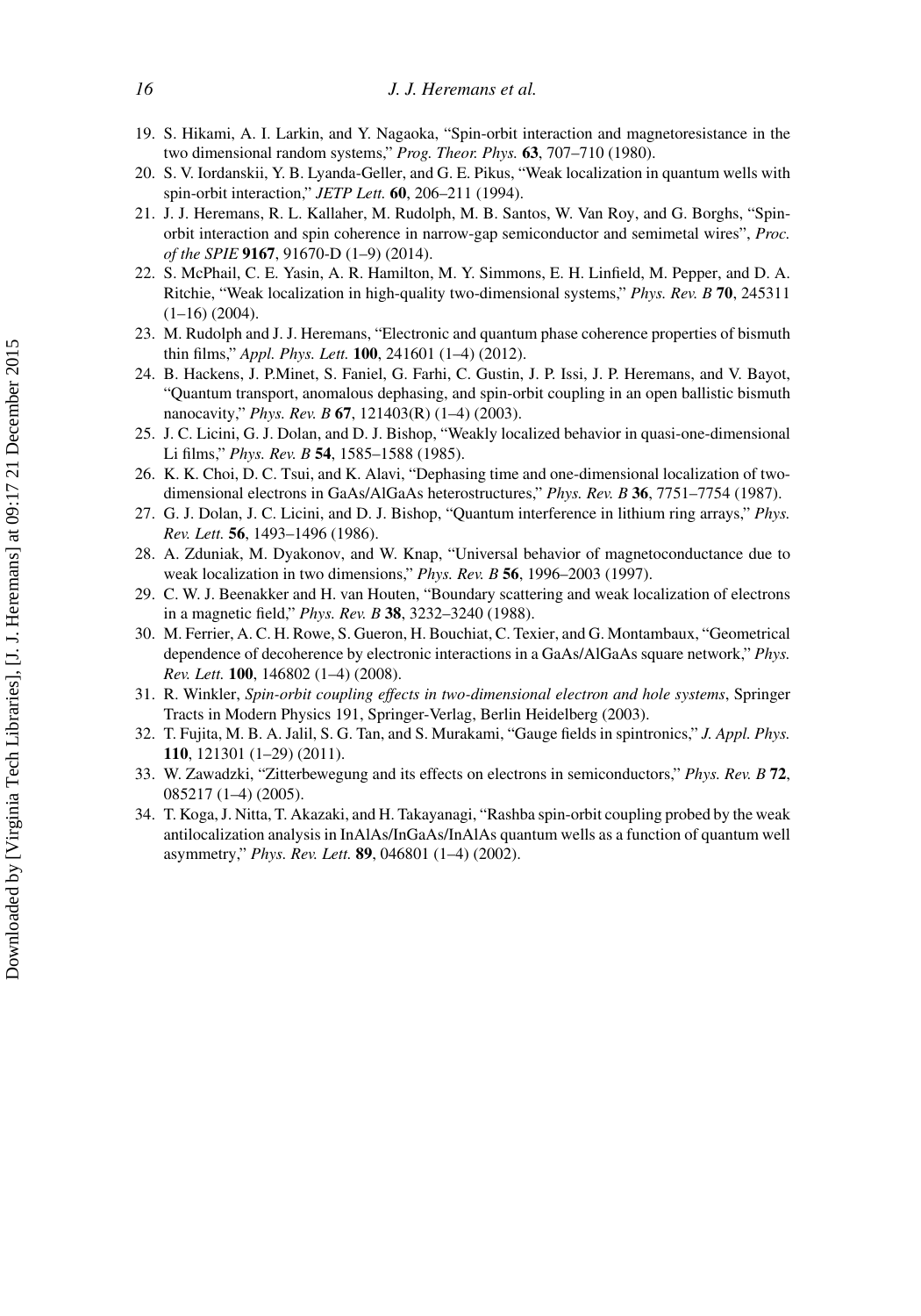19. S. Hikami, A. I. Larkin, and Y. Nagaoka, "Spin-orbit interaction and magnetoresistance in the two dimensional random systems," *Prog. Theor. Phys.* **63**, 707–710 (1980).
20. S. V. Iordanskii, Y. B. Lyanda-Geller, and G. E. Pikus, "Weak localization in quantum wells with spin-orbit interaction," *JETP Lett.* **60**, 206–211 (1994).
21. J. J. Heremans, R. L. Kallaher, M. Rudolph, M. B. Santos, W. Van Roy, and G. Borghs, "Spin-orbit interaction and spin coherence in narrow-gap semiconductor and semimetal wires", *Proc. of the SPIE* **9167**, 91670-D (1–9) (2014).
22. S. McPhail, C. E. Yasin, A. R. Hamilton, M. Y. Simmons, E. H. Linfield, M. Pepper, and D. A. Ritchie, "Weak localization in high-quality two-dimensional systems," *Phys. Rev. B* **70**, 245311 (1–16) (2004).
23. M. Rudolph and J. J. Heremans, "Electronic and quantum phase coherence properties of bismuth thin films," *Appl. Phys. Lett.* **100**, 241601 (1–4) (2012).
24. B. Hackens, J. P.Minet, S. Faniel, G. Farhi, C. Gustin, J. P. Issi, J. P. Heremans, and V. Bayot, "Quantum transport, anomalous dephasing, and spin-orbit coupling in an open ballistic bismuth nanocavity," *Phys. Rev. B* **67**, 121403(R) (1–4) (2003).
25. J. C. Licini, G. J. Dolan, and D. J. Bishop, "Weakly localized behavior in quasi-one-dimensional Li films," *Phys. Rev. B* **54**, 1585–1588 (1985).
26. K. K. Choi, D. C. Tsui, and K. Alavi, "Dephasing time and one-dimensional localization of two-dimensional electrons in GaAs/AlGaAs heterostructures," *Phys. Rev. B* **36**, 7751–7754 (1987).
27. G. J. Dolan, J. C. Licini, and D. J. Bishop, "Quantum interference in lithium ring arrays," *Phys. Rev. Lett.* **56**, 1493–1496 (1986).
28. A. Zduniak, M. Dyakonov, and W. Knap, "Universal behavior of magnetoconductance due to weak localization in two dimensions," *Phys. Rev. B* **56**, 1996–2003 (1997).
29. C. W. J. Beenakker and H. van Houten, "Boundary scattering and weak localization of electrons in a magnetic field," *Phys. Rev. B* **38**, 3232–3240 (1988).
30. M. Ferrier, A. C. H. Rowe, S. Gueron, H. Bouchiat, C. Texier, and G. Montambaux, "Geometrical dependence of decoherence by electronic interactions in a GaAs/AlGaAs square network," *Phys. Rev. Lett.* **100**, 146802 (1–4) (2008).
31. R. Winkler, *Spin-orbit coupling effects in two-dimensional electron and hole systems*, Springer Tracts in Modern Physics 191, Springer-Verlag, Berlin Heidelberg (2003).
32. T. Fujita, M. B. A. Jalil, S. G. Tan, and S. Murakami, "Gauge fields in spintronics," *J. Appl. Phys.* **110**, 121301 (1–29) (2011).
33. W. Zawadzki, "Zitterbewegung and its effects on electrons in semiconductors," *Phys. Rev. B* **72**, 085217 (1–4) (2005).
34. T. Koga, J. Nitta, T. Akazaki, and H. Takayanagi, "Rashba spin-orbit coupling probed by the weak antilocalization analysis in InAlAs/InGaAs/InAlAs quantum wells as a function of quantum well asymmetry," *Phys. Rev. Lett.* **89**, 046801 (1–4) (2002).